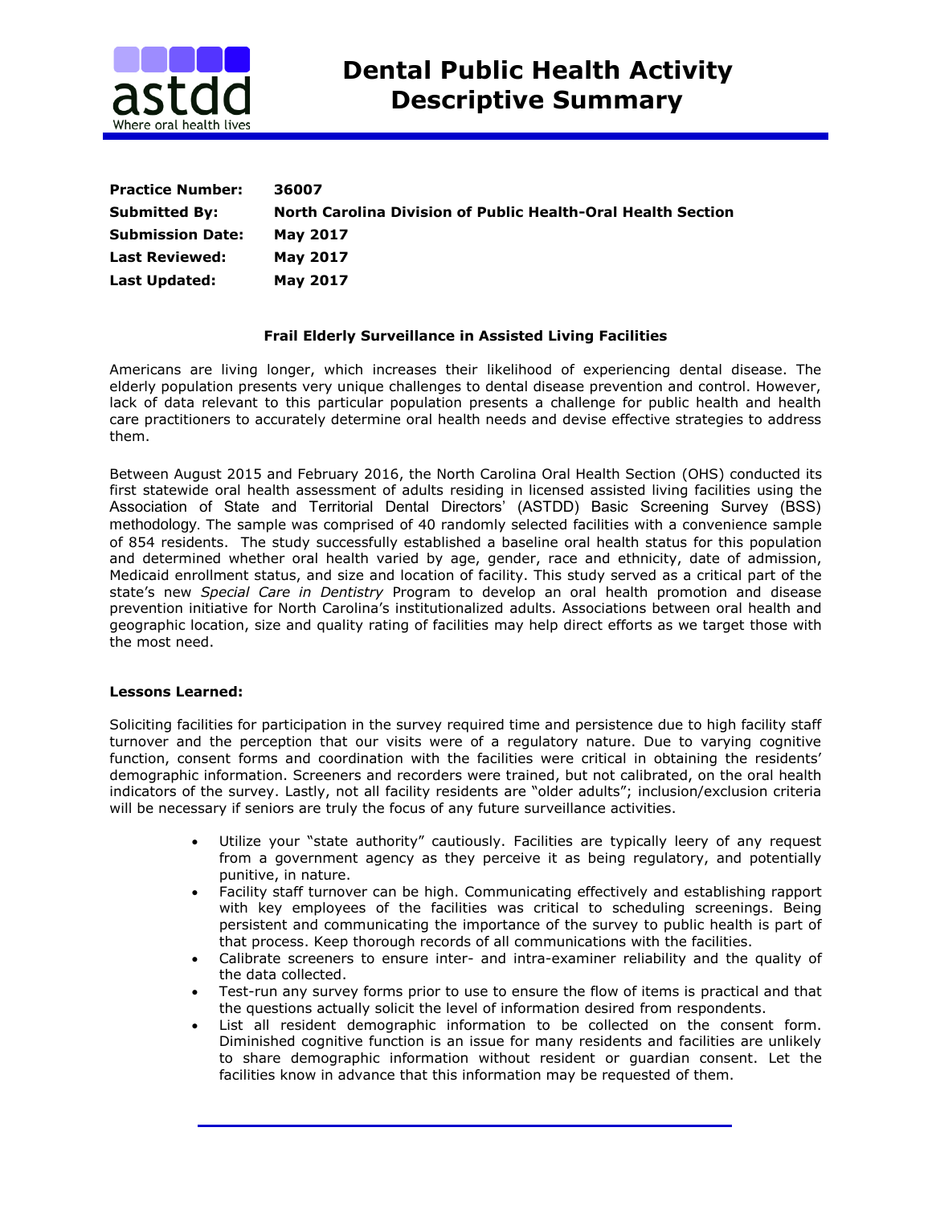# Dental Public Health Activity Descriptive Summary

**Practice Number:** 36007
**Submitted By:** North Carolina Division of Public Health-Oral Health Section
**Submission Date:** May 2017
**Last Reviewed:** May 2017
**Last Updated:** May 2017

## Frail Elderly Surveillance in Assisted Living Facilities

Americans are living longer, which increases their likelihood of experiencing dental disease. The elderly population presents very unique challenges to dental disease prevention and control. However, lack of data relevant to this particular population presents a challenge for public health and health care practitioners to accurately determine oral health needs and devise effective strategies to address them.

Between August 2015 and February 2016, the North Carolina Oral Health Section (OHS) conducted its first statewide oral health assessment of adults residing in licensed assisted living facilities using the Association of State and Territorial Dental Directors' (ASTDD) Basic Screening Survey (BSS) methodology. The sample was comprised of 40 randomly selected facilities with a convenience sample of 854 residents. The study successfully established a baseline oral health status for this population and determined whether oral health varied by age, gender, race and ethnicity, date of admission, Medicaid enrollment status, and size and location of facility. This study served as a critical part of the state's new *Special Care in Dentistry* Program to develop an oral health promotion and disease prevention initiative for North Carolina's institutionalized adults. Associations between oral health and geographic location, size and quality rating of facilities may help direct efforts as we target those with the most need.

### Lessons Learned:

Soliciting facilities for participation in the survey required time and persistence due to high facility staff turnover and the perception that our visits were of a regulatory nature. Due to varying cognitive function, consent forms and coordination with the facilities were critical in obtaining the residents' demographic information. Screeners and recorders were trained, but not calibrated, on the oral health indicators of the survey. Lastly, not all facility residents are "older adults"; inclusion/exclusion criteria will be necessary if seniors are truly the focus of any future surveillance activities.

- Utilize your "state authority" cautiously. Facilities are typically leery of any request from a government agency as they perceive it as being regulatory, and potentially punitive, in nature.
- Facility staff turnover can be high. Communicating effectively and establishing rapport with key employees of the facilities was critical to scheduling screenings. Being persistent and communicating the importance of the survey to public health is part of that process. Keep thorough records of all communications with the facilities.
- Calibrate screeners to ensure inter- and intra-examiner reliability and the quality of the data collected.
- Test-run any survey forms prior to use to ensure the flow of items is practical and that the questions actually solicit the level of information desired from respondents.
- List all resident demographic information to be collected on the consent form. Diminished cognitive function is an issue for many residents and facilities are unlikely to share demographic information without resident or guardian consent. Let the facilities know in advance that this information may be requested of them.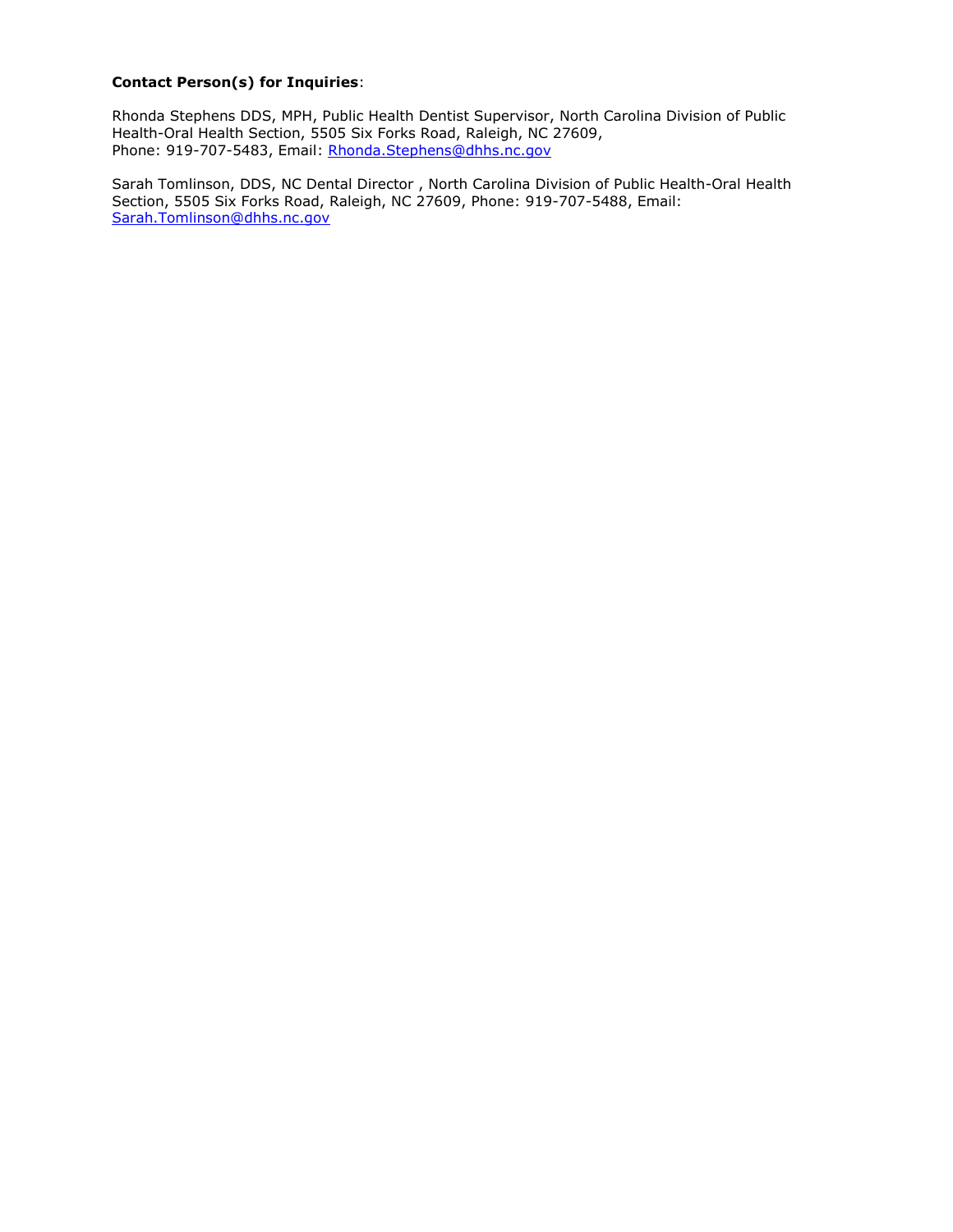**Contact Person(s) for Inquiries**:

Rhonda Stephens DDS, MPH, Public Health Dentist Supervisor, North Carolina Division of Public Health-Oral Health Section, 5505 Six Forks Road, Raleigh, NC 27609, Phone: 919-707-5483, Email: Rhonda.Stephens@dhhs.nc.gov

Sarah Tomlinson, DDS, NC Dental Director , North Carolina Division of Public Health-Oral Health Section, 5505 Six Forks Road, Raleigh, NC 27609, Phone: 919-707-5488, Email: Sarah.Tomlinson@dhhs.nc.gov